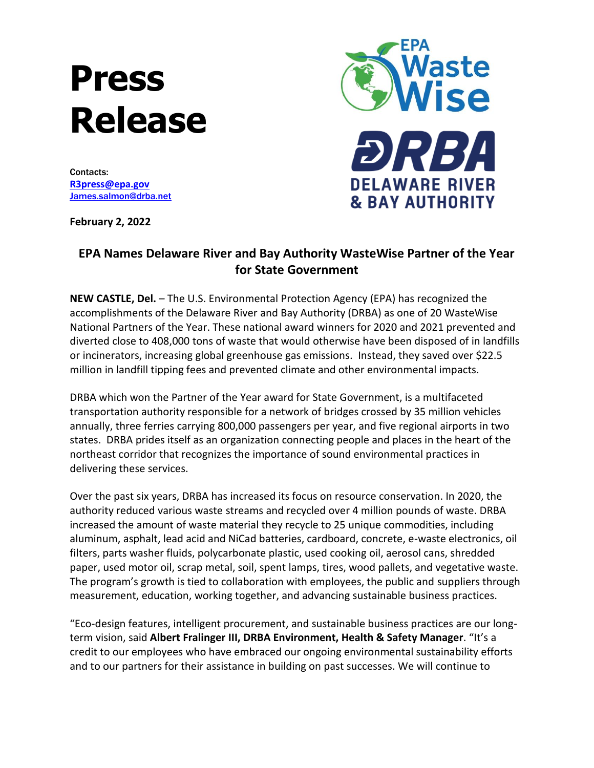# Press Release

Contacts:
[R3press@epa.gov](mailto:R3press@epa.gov)
[James.salmon@drba.net](mailto:James.salmon@drba.net)

**February 2, 2022**

EPA Waste Wise

DRBA DELAWARE RIVER & BAY AUTHORITY

## EPA Names Delaware River and Bay Authority WasteWise Partner of the Year for State Government

**NEW CASTLE, Del.** – The U.S. Environmental Protection Agency (EPA) has recognized the accomplishments of the Delaware River and Bay Authority (DRBA) as one of 20 WasteWise National Partners of the Year. These national award winners for 2020 and 2021 prevented and diverted close to 408,000 tons of waste that would otherwise have been disposed of in landfills or incinerators, increasing global greenhouse gas emissions. Instead, they saved over $22.5 million in landfill tipping fees and prevented climate and other environmental impacts.

DRBA which won the Partner of the Year award for State Government, is a multifaceted transportation authority responsible for a network of bridges crossed by 35 million vehicles annually, three ferries carrying 800,000 passengers per year, and five regional airports in two states. DRBA prides itself as an organization connecting people and places in the heart of the northeast corridor that recognizes the importance of sound environmental practices in delivering these services.

Over the past six years, DRBA has increased its focus on resource conservation. In 2020, the authority reduced various waste streams and recycled over 4 million pounds of waste. DRBA increased the amount of waste material they recycle to 25 unique commodities, including aluminum, asphalt, lead acid and NiCad batteries, cardboard, concrete, e-waste electronics, oil filters, parts washer fluids, polycarbonate plastic, used cooking oil, aerosol cans, shredded paper, used motor oil, scrap metal, soil, spent lamps, tires, wood pallets, and vegetative waste. The program's growth is tied to collaboration with employees, the public and suppliers through measurement, education, working together, and advancing sustainable business practices.

"Eco-design features, intelligent procurement, and sustainable business practices are our long-term vision, said **Albert Fralinger III, DRBA Environment, Health & Safety Manager**. "It's a credit to our employees who have embraced our ongoing environmental sustainability efforts and to our partners for their assistance in building on past successes. We will continue to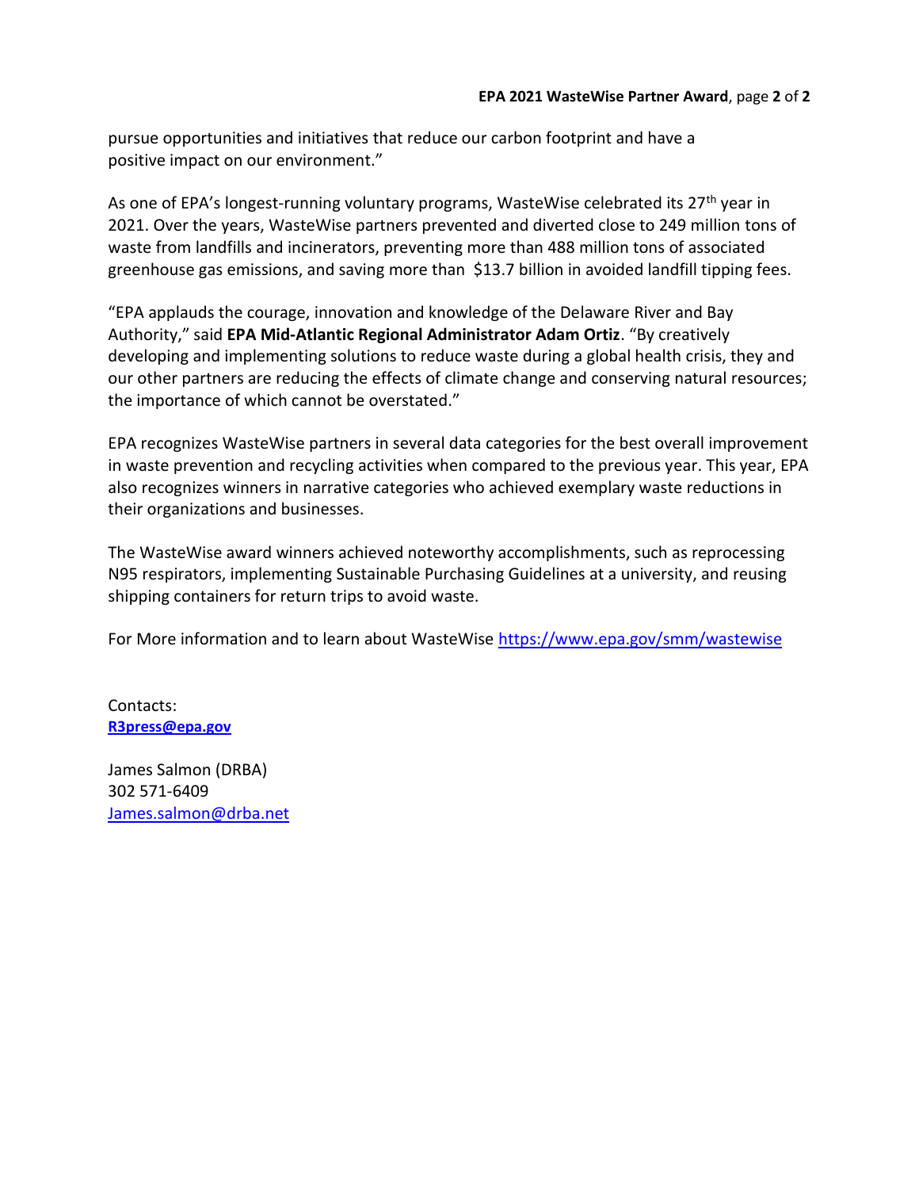pursue opportunities and initiatives that reduce our carbon footprint and have a positive impact on our environment."

As one of EPA's longest-running voluntary programs, WasteWise celebrated its 27th year in 2021. Over the years, WasteWise partners prevented and diverted close to 249 million tons of waste from landfills and incinerators, preventing more than 488 million tons of associated greenhouse gas emissions, and saving more than $13.7 billion in avoided landfill tipping fees.

"EPA applauds the courage, innovation and knowledge of the Delaware River and Bay Authority," said **EPA Mid-Atlantic Regional Administrator Adam Ortiz**. "By creatively developing and implementing solutions to reduce waste during a global health crisis, they and our other partners are reducing the effects of climate change and conserving natural resources; the importance of which cannot be overstated."

EPA recognizes WasteWise partners in several data categories for the best overall improvement in waste prevention and recycling activities when compared to the previous year. This year, EPA also recognizes winners in narrative categories who achieved exemplary waste reductions in their organizations and businesses.

The WasteWise award winners achieved noteworthy accomplishments, such as reprocessing N95 respirators, implementing Sustainable Purchasing Guidelines at a university, and reusing shipping containers for return trips to avoid waste.

For More information and to learn about WasteWise https://www.epa.gov/smm/wastewise

Contacts:
**R3press@epa.gov**

James Salmon (DRBA)
302 571-6409
James.salmon@drba.net